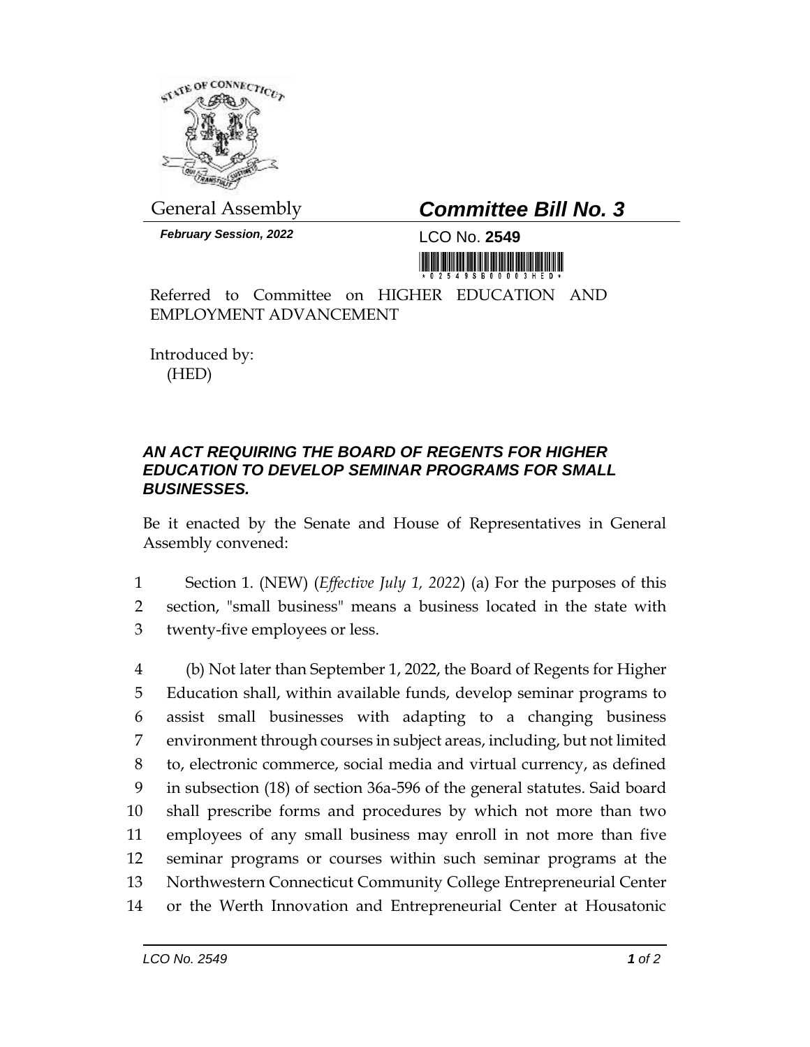General Assembly

**_Committee Bill No. 3_**

***February Session, 2022***

LCO No. **2549**

Referred to Committee on HIGHER EDUCATION AND EMPLOYMENT ADVANCEMENT

Introduced by:
(HED)

## *AN ACT REQUIRING THE BOARD OF REGENTS FOR HIGHER EDUCATION TO DEVELOP SEMINAR PROGRAMS FOR SMALL BUSINESSES.*

Be it enacted by the Senate and House of Representatives in General Assembly convened:

1 Section 1. (NEW) (*Effective July 1, 2022*) (a) For the purposes of this
2 section, "small business" means a business located in the state with
3 twenty-five employees or less.

4 (b) Not later than September 1, 2022, the Board of Regents for Higher
5 Education shall, within available funds, develop seminar programs to
6 assist small businesses with adapting to a changing business
7 environment through courses in subject areas, including, but not limited
8 to, electronic commerce, social media and virtual currency, as defined
9 in subsection (18) of section 36a-596 of the general statutes. Said board
10 shall prescribe forms and procedures by which not more than two
11 employees of any small business may enroll in not more than five
12 seminar programs or courses within such seminar programs at the
13 Northwestern Connecticut Community College Entrepreneurial Center
14 or the Werth Innovation and Entrepreneurial Center at Housatonic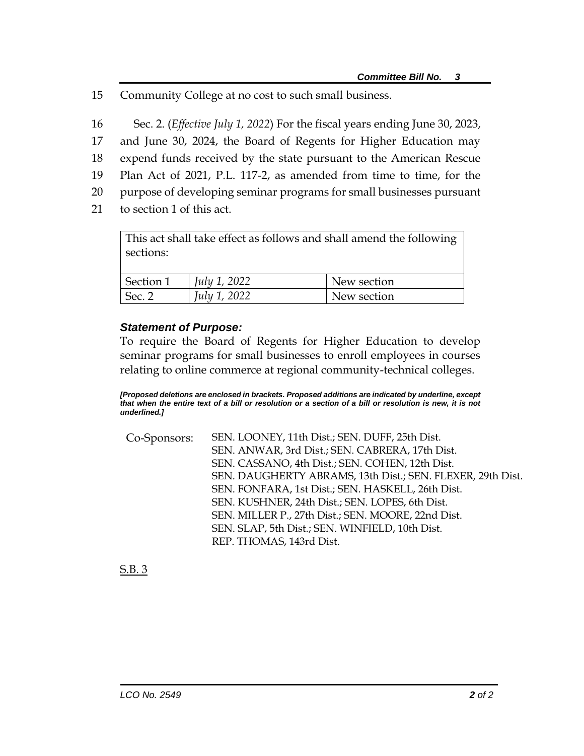15 Community College at no cost to such small business.

16 Sec. 2. (*Effective July 1, 2022*) For the fiscal years ending June 30, 2023,
17 and June 30, 2024, the Board of Regents for Higher Education may
18 expend funds received by the state pursuant to the American Rescue
19 Plan Act of 2021, P.L. 117-2, as amended from time to time, for the
20 purpose of developing seminar programs for small businesses pursuant
21 to section 1 of this act.

| This act shall take effect as follows and shall amend the following sections: | | |
|---|---|---|
| Section 1 | *July 1, 2022* | New section |
| Sec. 2 | *July 1, 2022* | New section |

### *Statement of Purpose:*

To require the Board of Regents for Higher Education to develop seminar programs for small businesses to enroll employees in courses relating to online commerce at regional community-technical colleges.

***[Proposed deletions are enclosed in brackets. Proposed additions are indicated by underline, except that when the entire text of a bill or resolution or a section of a bill or resolution is new, it is not underlined.]***

Co-Sponsors: SEN. LOONEY, 11th Dist.; SEN. DUFF, 25th Dist.
SEN. ANWAR, 3rd Dist.; SEN. CABRERA, 17th Dist.
SEN. CASSANO, 4th Dist.; SEN. COHEN, 12th Dist.
SEN. DAUGHERTY ABRAMS, 13th Dist.; SEN. FLEXER, 29th Dist.
SEN. FONFARA, 1st Dist.; SEN. HASKELL, 26th Dist.
SEN. KUSHNER, 24th Dist.; SEN. LOPES, 6th Dist.
SEN. MILLER P., 27th Dist.; SEN. MOORE, 22nd Dist.
SEN. SLAP, 5th Dist.; SEN. WINFIELD, 10th Dist.
REP. THOMAS, 143rd Dist.

S.B. 3